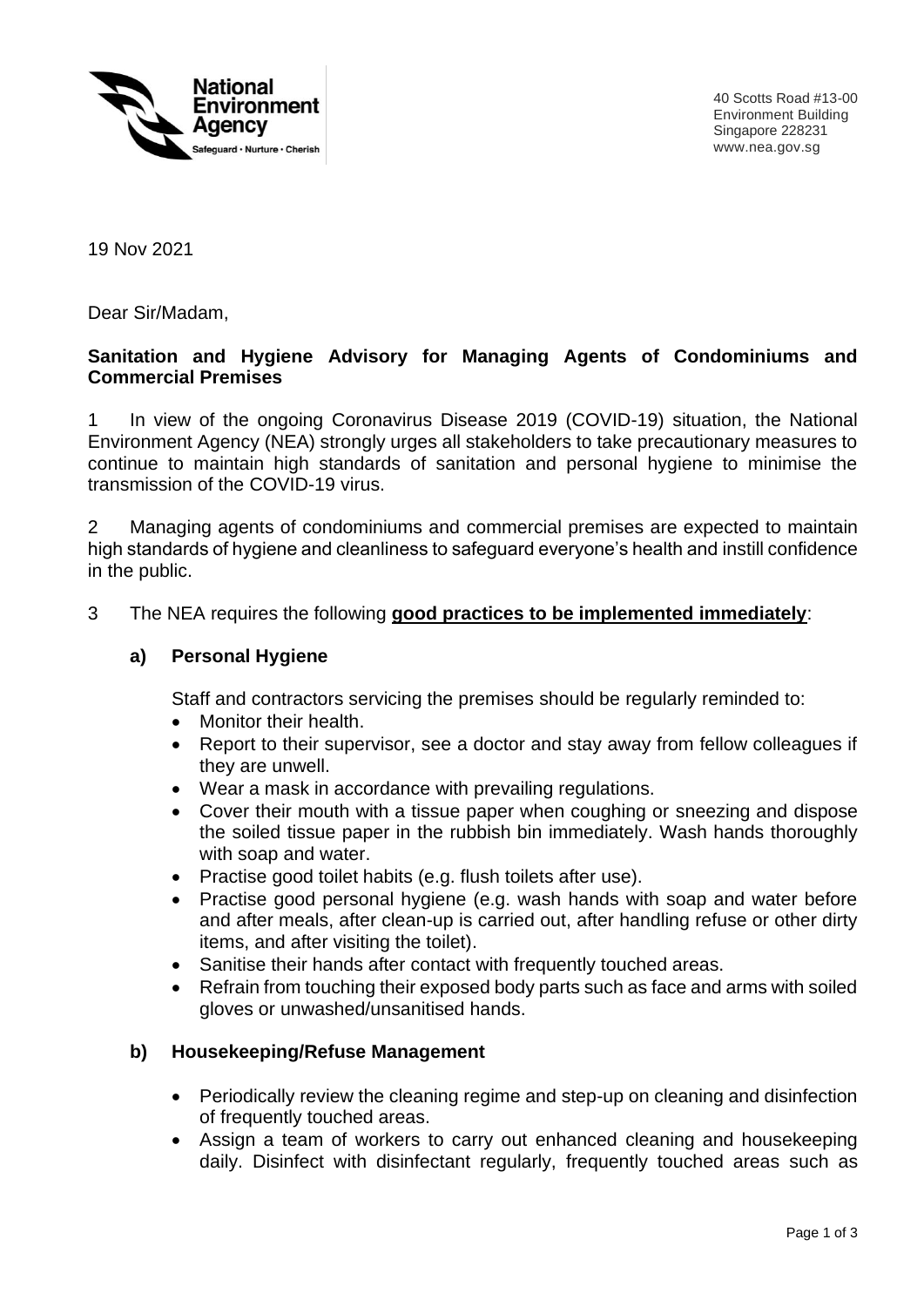National Environment Agency
Safeguard • Nurture • Cherish

40 Scotts Road #13-00
Environment Building
Singapore 228231
www.nea.gov.sg

19 Nov 2021

Dear Sir/Madam,

**Sanitation and Hygiene Advisory for Managing Agents of Condominiums and Commercial Premises**

1 In view of the ongoing Coronavirus Disease 2019 (COVID-19) situation, the National Environment Agency (NEA) strongly urges all stakeholders to take precautionary measures to continue to maintain high standards of sanitation and personal hygiene to minimise the transmission of the COVID-19 virus.

2 Managing agents of condominiums and commercial premises are expected to maintain high standards of hygiene and cleanliness to safeguard everyone's health and instill confidence in the public.

3 The NEA requires the following **good practices to be implemented immediately**:

**a) Personal Hygiene**

Staff and contractors servicing the premises should be regularly reminded to:

- Monitor their health.
- Report to their supervisor, see a doctor and stay away from fellow colleagues if they are unwell.
- Wear a mask in accordance with prevailing regulations.
- Cover their mouth with a tissue paper when coughing or sneezing and dispose the soiled tissue paper in the rubbish bin immediately. Wash hands thoroughly with soap and water.
- Practise good toilet habits (e.g. flush toilets after use).
- Practise good personal hygiene (e.g. wash hands with soap and water before and after meals, after clean-up is carried out, after handling refuse or other dirty items, and after visiting the toilet).
- Sanitise their hands after contact with frequently touched areas.
- Refrain from touching their exposed body parts such as face and arms with soiled gloves or unwashed/unsanitised hands.

**b) Housekeeping/Refuse Management**

- Periodically review the cleaning regime and step-up on cleaning and disinfection of frequently touched areas.
- Assign a team of workers to carry out enhanced cleaning and housekeeping daily. Disinfect with disinfectant regularly, frequently touched areas such as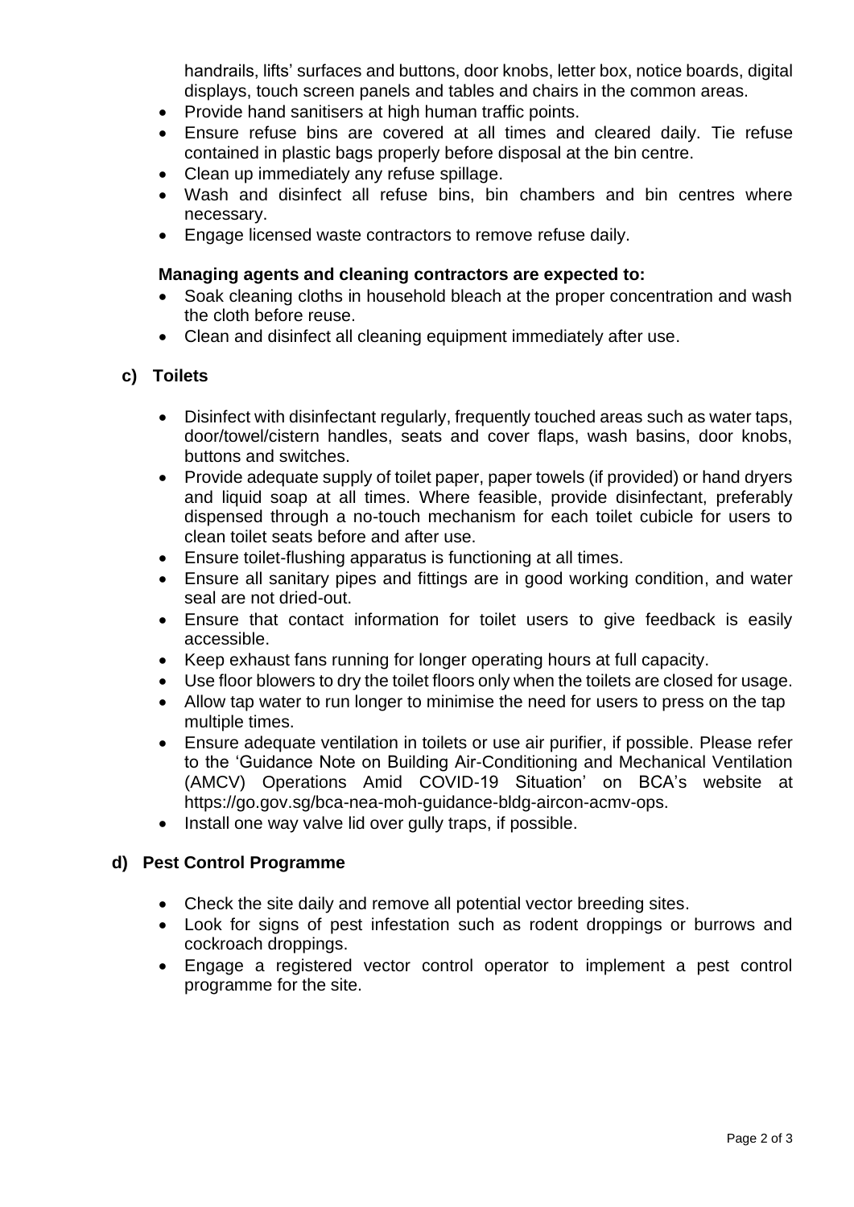handrails, lifts' surfaces and buttons, door knobs, letter box, notice boards, digital displays, touch screen panels and tables and chairs in the common areas.

- Provide hand sanitisers at high human traffic points.
- Ensure refuse bins are covered at all times and cleared daily. Tie refuse contained in plastic bags properly before disposal at the bin centre.
- Clean up immediately any refuse spillage.
- Wash and disinfect all refuse bins, bin chambers and bin centres where necessary.
- Engage licensed waste contractors to remove refuse daily.

**Managing agents and cleaning contractors are expected to:**

- Soak cleaning cloths in household bleach at the proper concentration and wash the cloth before reuse.
- Clean and disinfect all cleaning equipment immediately after use.

### c) Toilets

- Disinfect with disinfectant regularly, frequently touched areas such as water taps, door/towel/cistern handles, seats and cover flaps, wash basins, door knobs, buttons and switches.
- Provide adequate supply of toilet paper, paper towels (if provided) or hand dryers and liquid soap at all times. Where feasible, provide disinfectant, preferably dispensed through a no-touch mechanism for each toilet cubicle for users to clean toilet seats before and after use.
- Ensure toilet-flushing apparatus is functioning at all times.
- Ensure all sanitary pipes and fittings are in good working condition, and water seal are not dried-out.
- Ensure that contact information for toilet users to give feedback is easily accessible.
- Keep exhaust fans running for longer operating hours at full capacity.
- Use floor blowers to dry the toilet floors only when the toilets are closed for usage.
- Allow tap water to run longer to minimise the need for users to press on the tap multiple times.
- Ensure adequate ventilation in toilets or use air purifier, if possible. Please refer to the 'Guidance Note on Building Air-Conditioning and Mechanical Ventilation (AMCV) Operations Amid COVID-19 Situation' on BCA's website at https://go.gov.sg/bca-nea-moh-guidance-bldg-aircon-acmv-ops.
- Install one way valve lid over gully traps, if possible.

### d) Pest Control Programme

- Check the site daily and remove all potential vector breeding sites.
- Look for signs of pest infestation such as rodent droppings or burrows and cockroach droppings.
- Engage a registered vector control operator to implement a pest control programme for the site.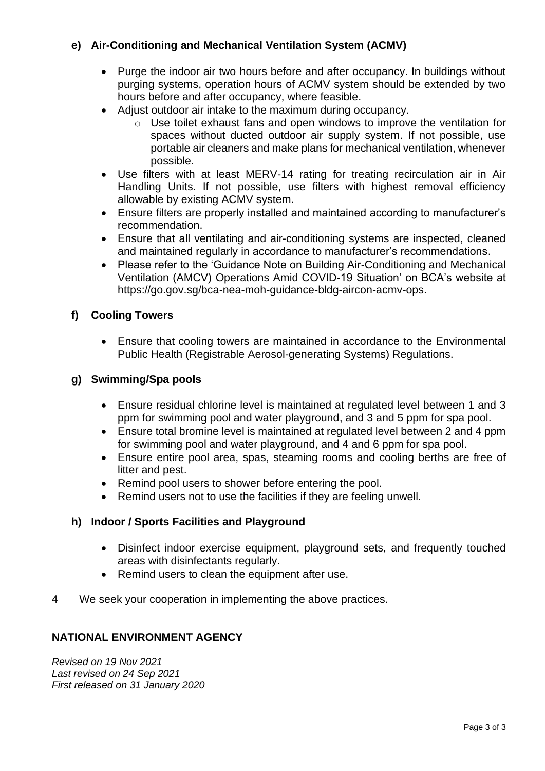**e) Air-Conditioning and Mechanical Ventilation System (ACMV)**

- Purge the indoor air two hours before and after occupancy. In buildings without purging systems, operation hours of ACMV system should be extended by two hours before and after occupancy, where feasible.
- Adjust outdoor air intake to the maximum during occupancy.
  - Use toilet exhaust fans and open windows to improve the ventilation for spaces without ducted outdoor air supply system. If not possible, use portable air cleaners and make plans for mechanical ventilation, whenever possible.
- Use filters with at least MERV-14 rating for treating recirculation air in Air Handling Units. If not possible, use filters with highest removal efficiency allowable by existing ACMV system.
- Ensure filters are properly installed and maintained according to manufacturer's recommendation.
- Ensure that all ventilating and air-conditioning systems are inspected, cleaned and maintained regularly in accordance to manufacturer's recommendations.
- Please refer to the 'Guidance Note on Building Air-Conditioning and Mechanical Ventilation (AMCV) Operations Amid COVID-19 Situation' on BCA's website at https://go.gov.sg/bca-nea-moh-guidance-bldg-aircon-acmv-ops.

**f) Cooling Towers**

- Ensure that cooling towers are maintained in accordance to the Environmental Public Health (Registrable Aerosol-generating Systems) Regulations.

**g) Swimming/Spa pools**

- Ensure residual chlorine level is maintained at regulated level between 1 and 3 ppm for swimming pool and water playground, and 3 and 5 ppm for spa pool.
- Ensure total bromine level is maintained at regulated level between 2 and 4 ppm for swimming pool and water playground, and 4 and 6 ppm for spa pool.
- Ensure entire pool area, spas, steaming rooms and cooling berths are free of litter and pest.
- Remind pool users to shower before entering the pool.
- Remind users not to use the facilities if they are feeling unwell.

**h) Indoor / Sports Facilities and Playground**

- Disinfect indoor exercise equipment, playground sets, and frequently touched areas with disinfectants regularly.
- Remind users to clean the equipment after use.

4 We seek your cooperation in implementing the above practices.

**NATIONAL ENVIRONMENT AGENCY**

*Revised on 19 Nov 2021*
*Last revised on 24 Sep 2021*
*First released on 31 January 2020*